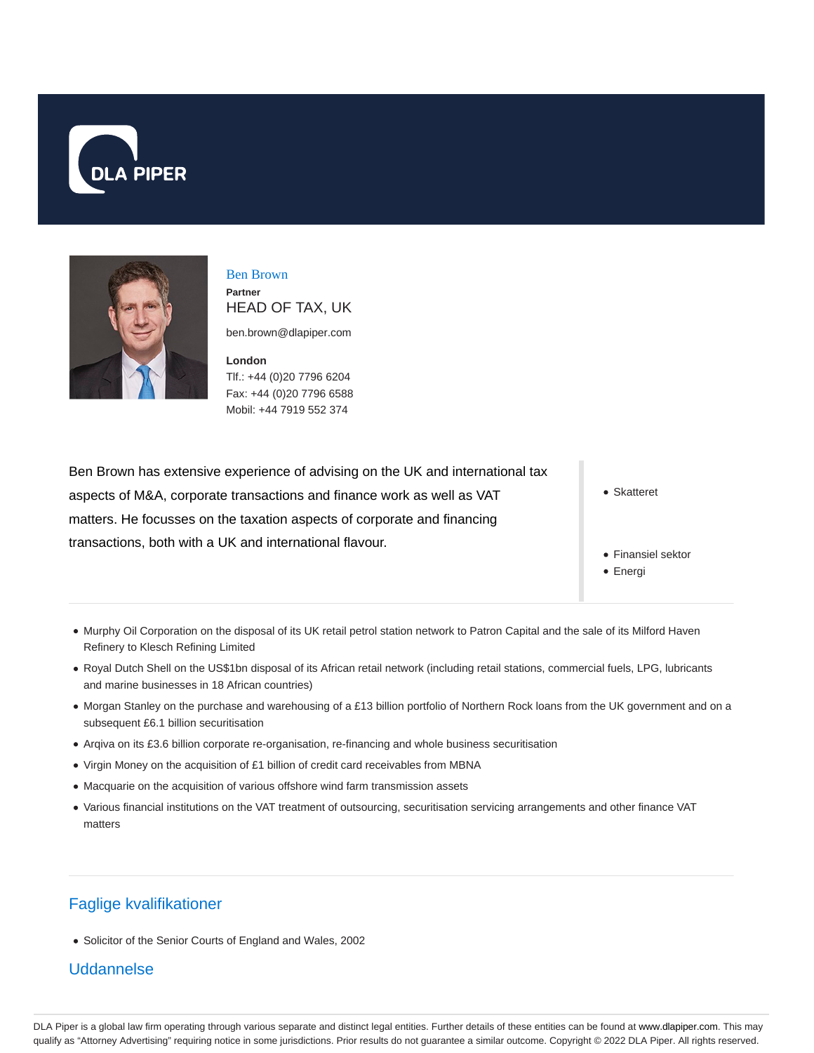DLA PIPER

## Ben Brown

**Partner**

HEAD OF TAX, UK

ben.brown@dlapiper.com

**London**

Tlf.: +44 (0)20 7796 6204
Fax: +44 (0)20 7796 6588
Mobil: +44 7919 552 374

Ben Brown has extensive experience of advising on the UK and international tax aspects of M&A, corporate transactions and finance work as well as VAT matters. He focusses on the taxation aspects of corporate and financing transactions, both with a UK and international flavour.

- Skatteret

- Finansiel sektor
- Energi

- Murphy Oil Corporation on the disposal of its UK retail petrol station network to Patron Capital and the sale of its Milford Haven Refinery to Klesch Refining Limited
- Royal Dutch Shell on the US$1bn disposal of its African retail network (including retail stations, commercial fuels, LPG, lubricants and marine businesses in 18 African countries)
- Morgan Stanley on the purchase and warehousing of a £13 billion portfolio of Northern Rock loans from the UK government and on a subsequent £6.1 billion securitisation
- Arqiva on its £3.6 billion corporate re-organisation, re-financing and whole business securitisation
- Virgin Money on the acquisition of £1 billion of credit card receivables from MBNA
- Macquarie on the acquisition of various offshore wind farm transmission assets
- Various financial institutions on the VAT treatment of outsourcing, securitisation servicing arrangements and other finance VAT matters

## Faglige kvalifikationer

- Solicitor of the Senior Courts of England and Wales, 2002

## Uddannelse

DLA Piper is a global law firm operating through various separate and distinct legal entities. Further details of these entities can be found at www.dlapiper.com. This may qualify as "Attorney Advertising" requiring notice in some jurisdictions. Prior results do not guarantee a similar outcome. Copyright © 2022 DLA Piper. All rights reserved.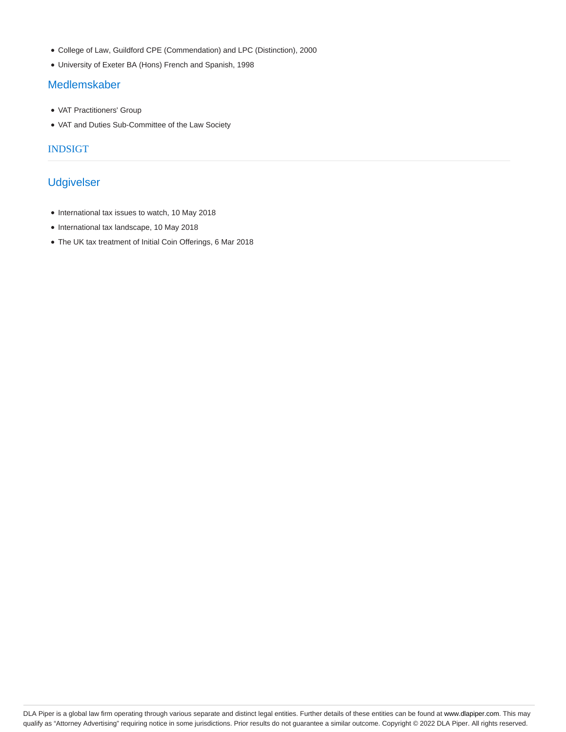- College of Law, Guildford CPE (Commendation) and LPC (Distinction), 2000
- University of Exeter BA (Hons) French and Spanish, 1998

## Medlemskaber

- VAT Practitioners' Group
- VAT and Duties Sub-Committee of the Law Society

## INDSIGT

## Udgivelser

- International tax issues to watch, 10 May 2018
- International tax landscape, 10 May 2018
- The UK tax treatment of Initial Coin Offerings, 6 Mar 2018

DLA Piper is a global law firm operating through various separate and distinct legal entities. Further details of these entities can be found at www.dlapiper.com. This may qualify as "Attorney Advertising" requiring notice in some jurisdictions. Prior results do not guarantee a similar outcome. Copyright © 2022 DLA Piper. All rights reserved.